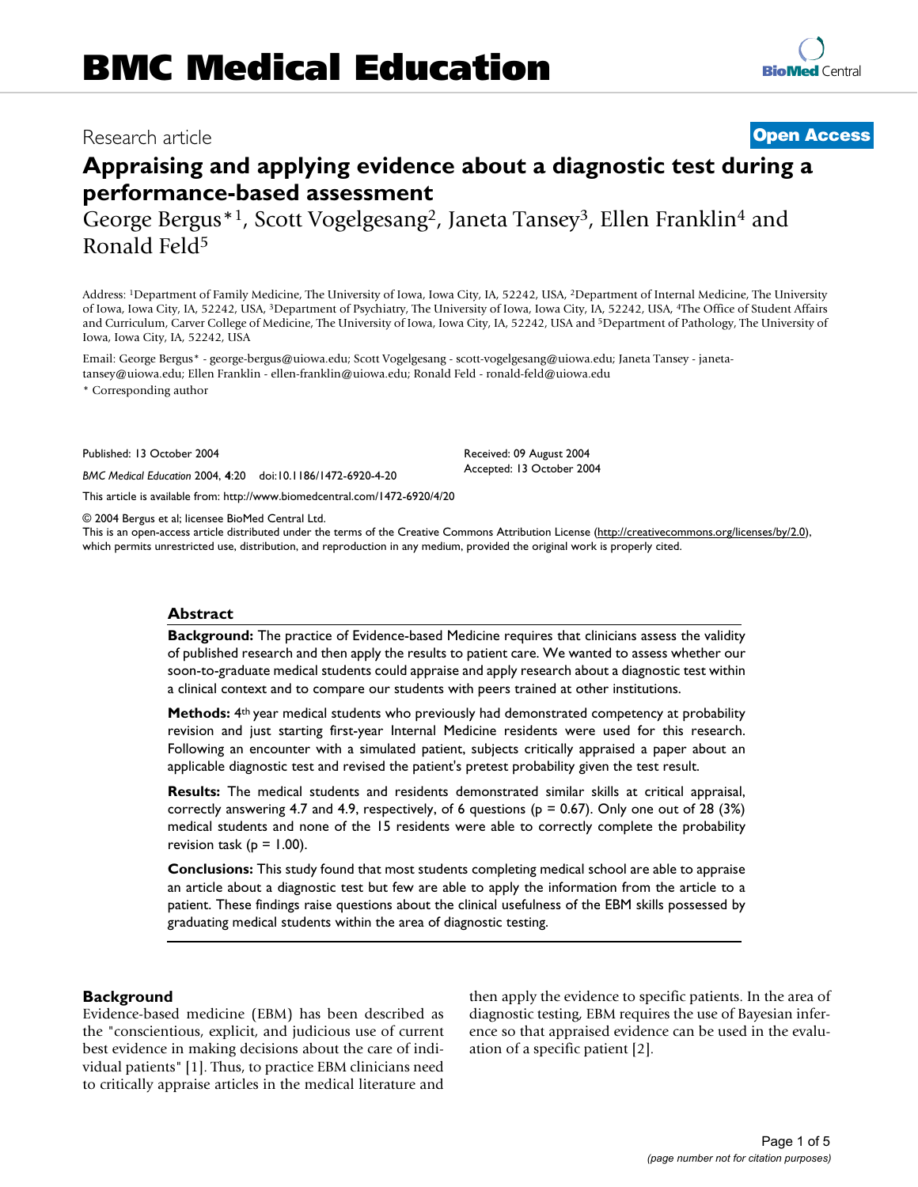BMC Medical Education

Research article

**Open Access**

# Appraising and applying evidence about a diagnostic test during a performance-based assessment

George Bergus*[1], Scott Vogelgesang[2], Janeta Tansey[3], Ellen Franklin[4] and Ronald Feld[5]

Address: [1]Department of Family Medicine, The University of Iowa, Iowa City, IA, 52242, USA, [2]Department of Internal Medicine, The University of Iowa, Iowa City, IA, 52242, USA, [3]Department of Psychiatry, The University of Iowa, Iowa City, IA, 52242, USA, [4]The Office of Student Affairs and Curriculum, Carver College of Medicine, The University of Iowa, Iowa City, IA, 52242, USA and [5]Department of Pathology, The University of Iowa, Iowa City, IA, 52242, USA

Email: George Bergus* - george-bergus@uiowa.edu; Scott Vogelgesang - scott-vogelgesang@uiowa.edu; Janeta Tansey - janeta-tansey@uiowa.edu; Ellen Franklin - ellen-franklin@uiowa.edu; Ronald Feld - ronald-feld@uiowa.edu

* Corresponding author

Published: 13 October 2004

*BMC Medical Education* 2004, **4**:20 doi:10.1186/1472-6920-4-20

Received: 09 August 2004
Accepted: 13 October 2004

This article is available from: http://www.biomedcentral.com/1472-6920/4/20

© 2004 Bergus et al; licensee BioMed Central Ltd.
This is an open-access article distributed under the terms of the Creative Commons Attribution License (http://creativecommons.org/licenses/by/2.0), which permits unrestricted use, distribution, and reproduction in any medium, provided the original work is properly cited.

## Abstract

**Background:** The practice of Evidence-based Medicine requires that clinicians assess the validity of published research and then apply the results to patient care. We wanted to assess whether our soon-to-graduate medical students could appraise and apply research about a diagnostic test within a clinical context and to compare our students with peers trained at other institutions.

**Methods:** 4th year medical students who previously had demonstrated competency at probability revision and just starting first-year Internal Medicine residents were used for this research. Following an encounter with a simulated patient, subjects critically appraised a paper about an applicable diagnostic test and revised the patient's pretest probability given the test result.

**Results:** The medical students and residents demonstrated similar skills at critical appraisal, correctly answering 4.7 and 4.9, respectively, of 6 questions ($p = 0.67$). Only one out of 28 (3%) medical students and none of the 15 residents were able to correctly complete the probability revision task ($p = 1.00$).

**Conclusions:** This study found that most students completing medical school are able to appraise an article about a diagnostic test but few are able to apply the information from the article to a patient. These findings raise questions about the clinical usefulness of the EBM skills possessed by graduating medical students within the area of diagnostic testing.

## Background

Evidence-based medicine (EBM) has been described as the "conscientious, explicit, and judicious use of current best evidence in making decisions about the care of individual patients" [1]. Thus, to practice EBM clinicians need to critically appraise articles in the medical literature and then apply the evidence to specific patients. In the area of diagnostic testing, EBM requires the use of Bayesian inference so that appraised evidence can be used in the evaluation of a specific patient [2].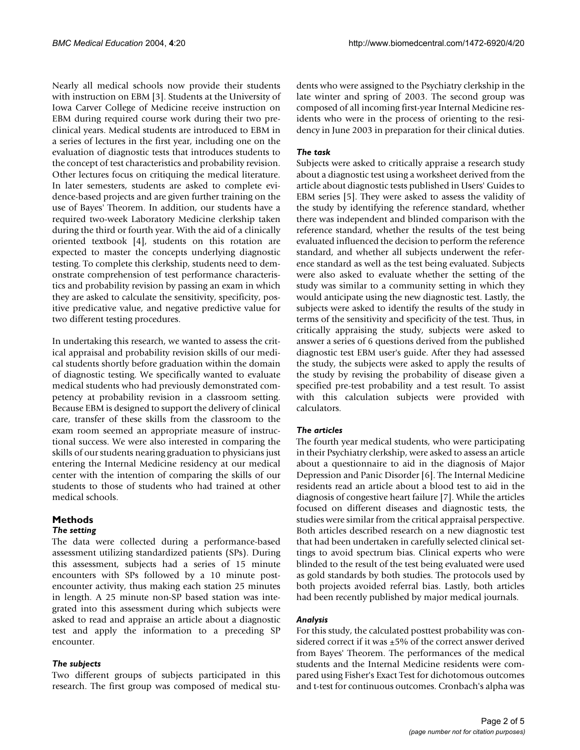Nearly all medical schools now provide their students with instruction on EBM [3]. Students at the University of Iowa Carver College of Medicine receive instruction on EBM during required course work during their two preclinical years. Medical students are introduced to EBM in a series of lectures in the first year, including one on the evaluation of diagnostic tests that introduces students to the concept of test characteristics and probability revision. Other lectures focus on critiquing the medical literature. In later semesters, students are asked to complete evidence-based projects and are given further training on the use of Bayes' Theorem. In addition, our students have a required two-week Laboratory Medicine clerkship taken during the third or fourth year. With the aid of a clinically oriented textbook [4], students on this rotation are expected to master the concepts underlying diagnostic testing. To complete this clerkship, students need to demonstrate comprehension of test performance characteristics and probability revision by passing an exam in which they are asked to calculate the sensitivity, specificity, positive predicative value, and negative predictive value for two different testing procedures.

In undertaking this research, we wanted to assess the critical appraisal and probability revision skills of our medical students shortly before graduation within the domain of diagnostic testing. We specifically wanted to evaluate medical students who had previously demonstrated competency at probability revision in a classroom setting. Because EBM is designed to support the delivery of clinical care, transfer of these skills from the classroom to the exam room seemed an appropriate measure of instructional success. We were also interested in comparing the skills of our students nearing graduation to physicians just entering the Internal Medicine residency at our medical center with the intention of comparing the skills of our students to those of students who had trained at other medical schools.

## Methods

### *The setting*

The data were collected during a performance-based assessment utilizing standardized patients (SPs). During this assessment, subjects had a series of 15 minute encounters with SPs followed by a 10 minute post-encounter activity, thus making each station 25 minutes in length. A 25 minute non-SP based station was integrated into this assessment during which subjects were asked to read and appraise an article about a diagnostic test and apply the information to a preceding SP encounter.

### *The subjects*

Two different groups of subjects participated in this research. The first group was composed of medical students who were assigned to the Psychiatry clerkship in the late winter and spring of 2003. The second group was composed of all incoming first-year Internal Medicine residents who were in the process of orienting to the residency in June 2003 in preparation for their clinical duties.

### *The task*

Subjects were asked to critically appraise a research study about a diagnostic test using a worksheet derived from the article about diagnostic tests published in Users' Guides to EBM series [5]. They were asked to assess the validity of the study by identifying the reference standard, whether there was independent and blinded comparison with the reference standard, whether the results of the test being evaluated influenced the decision to perform the reference standard, and whether all subjects underwent the reference standard as well as the test being evaluated. Subjects were also asked to evaluate whether the setting of the study was similar to a community setting in which they would anticipate using the new diagnostic test. Lastly, the subjects were asked to identify the results of the study in terms of the sensitivity and specificity of the test. Thus, in critically appraising the study, subjects were asked to answer a series of 6 questions derived from the published diagnostic test EBM user's guide. After they had assessed the study, the subjects were asked to apply the results of the study by revising the probability of disease given a specified pre-test probability and a test result. To assist with this calculation subjects were provided with calculators.

### *The articles*

The fourth year medical students, who were participating in their Psychiatry clerkship, were asked to assess an article about a questionnaire to aid in the diagnosis of Major Depression and Panic Disorder [6]. The Internal Medicine residents read an article about a blood test to aid in the diagnosis of congestive heart failure [7]. While the articles focused on different diseases and diagnostic tests, the studies were similar from the critical appraisal perspective. Both articles described research on a new diagnostic test that had been undertaken in carefully selected clinical settings to avoid spectrum bias. Clinical experts who were blinded to the result of the test being evaluated were used as gold standards by both studies. The protocols used by both projects avoided referral bias. Lastly, both articles had been recently published by major medical journals.

### *Analysis*

For this study, the calculated posttest probability was considered correct if it was ±5% of the correct answer derived from Bayes' Theorem. The performances of the medical students and the Internal Medicine residents were compared using Fisher's Exact Test for dichotomous outcomes and t-test for continuous outcomes. Cronbach's alpha was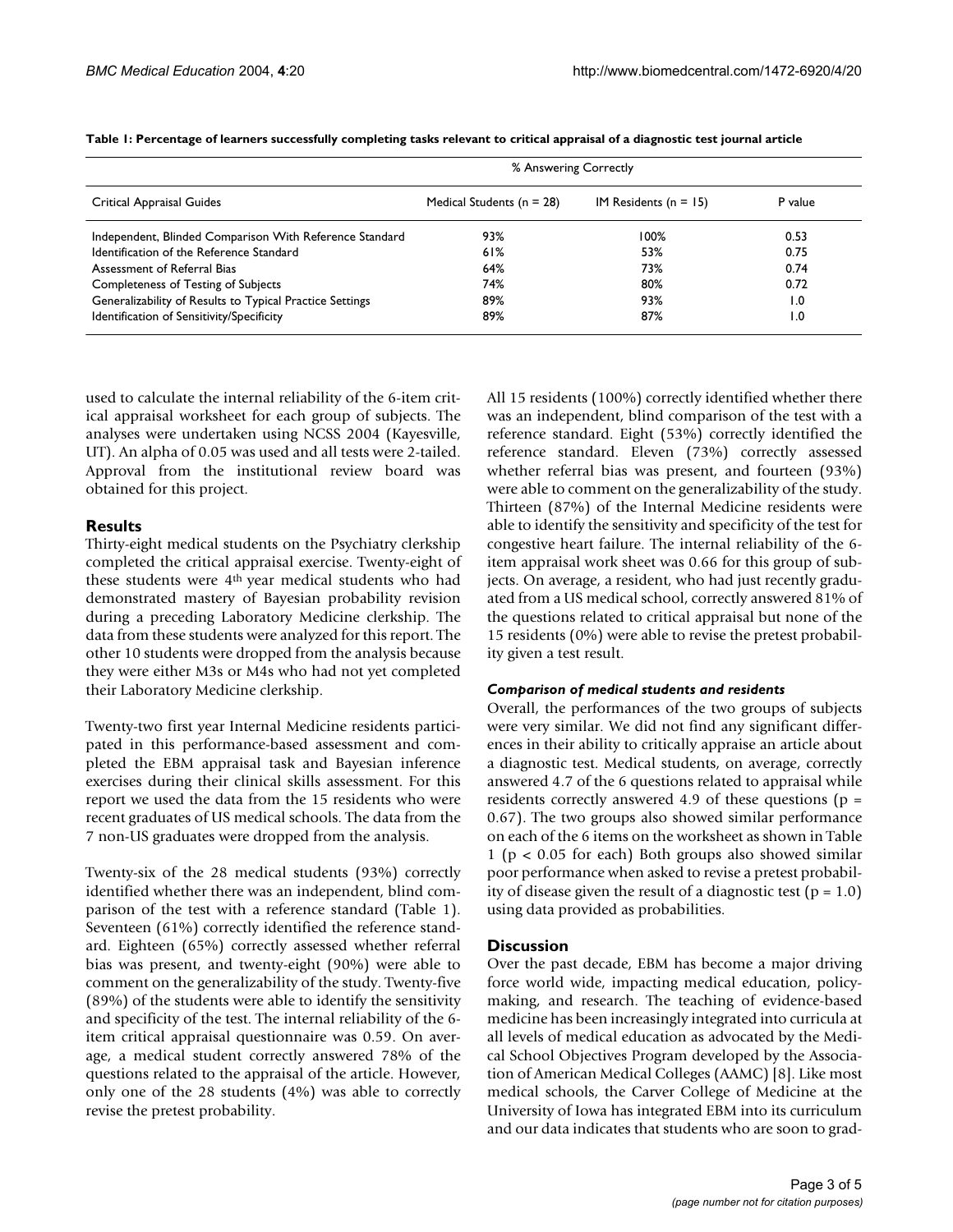**Table 1: Percentage of learners successfully completing tasks relevant to critical appraisal of a diagnostic test journal article**

| | % Answering Correctly | | |
|---|---|---|---|
| Critical Appraisal Guides | Medical Students (n = 28) | IM Residents (n = 15) | P value |
| Independent, Blinded Comparison With Reference Standard | 93% | 100% | 0.53 |
| Identification of the Reference Standard | 61% | 53% | 0.75 |
| Assessment of Referral Bias | 64% | 73% | 0.74 |
| Completeness of Testing of Subjects | 74% | 80% | 0.72 |
| Generalizability of Results to Typical Practice Settings | 89% | 93% | 1.0 |
| Identification of Sensitivity/Specificity | 89% | 87% | 1.0 |

used to calculate the internal reliability of the 6-item critical appraisal worksheet for each group of subjects. The analyses were undertaken using NCSS 2004 (Kayesville, UT). An alpha of 0.05 was used and all tests were 2-tailed. Approval from the institutional review board was obtained for this project.

## Results

Thirty-eight medical students on the Psychiatry clerkship completed the critical appraisal exercise. Twenty-eight of these students were 4th year medical students who had demonstrated mastery of Bayesian probability revision during a preceding Laboratory Medicine clerkship. The data from these students were analyzed for this report. The other 10 students were dropped from the analysis because they were either M3s or M4s who had not yet completed their Laboratory Medicine clerkship.

Twenty-two first year Internal Medicine residents participated in this performance-based assessment and completed the EBM appraisal task and Bayesian inference exercises during their clinical skills assessment. For this report we used the data from the 15 residents who were recent graduates of US medical schools. The data from the 7 non-US graduates were dropped from the analysis.

Twenty-six of the 28 medical students (93%) correctly identified whether there was an independent, blind comparison of the test with a reference standard (Table 1). Seventeen (61%) correctly identified the reference standard. Eighteen (65%) correctly assessed whether referral bias was present, and twenty-eight (90%) were able to comment on the generalizability of the study. Twenty-five (89%) of the students were able to identify the sensitivity and specificity of the test. The internal reliability of the 6-item critical appraisal questionnaire was 0.59. On average, a medical student correctly answered 78% of the questions related to the appraisal of the article. However, only one of the 28 students (4%) was able to correctly revise the pretest probability.

All 15 residents (100%) correctly identified whether there was an independent, blind comparison of the test with a reference standard. Eight (53%) correctly identified the reference standard. Eleven (73%) correctly assessed whether referral bias was present, and fourteen (93%) were able to comment on the generalizability of the study. Thirteen (87%) of the Internal Medicine residents were able to identify the sensitivity and specificity of the test for congestive heart failure. The internal reliability of the 6-item appraisal work sheet was 0.66 for this group of subjects. On average, a resident, who had just recently graduated from a US medical school, correctly answered 81% of the questions related to critical appraisal but none of the 15 residents (0%) were able to revise the pretest probability given a test result.

### *Comparison of medical students and residents*

Overall, the performances of the two groups of subjects were very similar. We did not find any significant differences in their ability to critically appraise an article about a diagnostic test. Medical students, on average, correctly answered 4.7 of the 6 questions related to appraisal while residents correctly answered 4.9 of these questions ($p = 0.67$). The two groups also showed similar performance on each of the 6 items on the worksheet as shown in Table 1 ($p < 0.05$ for each) Both groups also showed similar poor performance when asked to revise a pretest probability of disease given the result of a diagnostic test ($p = 1.0$) using data provided as probabilities.

## Discussion

Over the past decade, EBM has become a major driving force world wide, impacting medical education, policy-making, and research. The teaching of evidence-based medicine has been increasingly integrated into curricula at all levels of medical education as advocated by the Medical School Objectives Program developed by the Association of American Medical Colleges (AAMC) [8]. Like most medical schools, the Carver College of Medicine at the University of Iowa has integrated EBM into its curriculum and our data indicates that students who are soon to grad-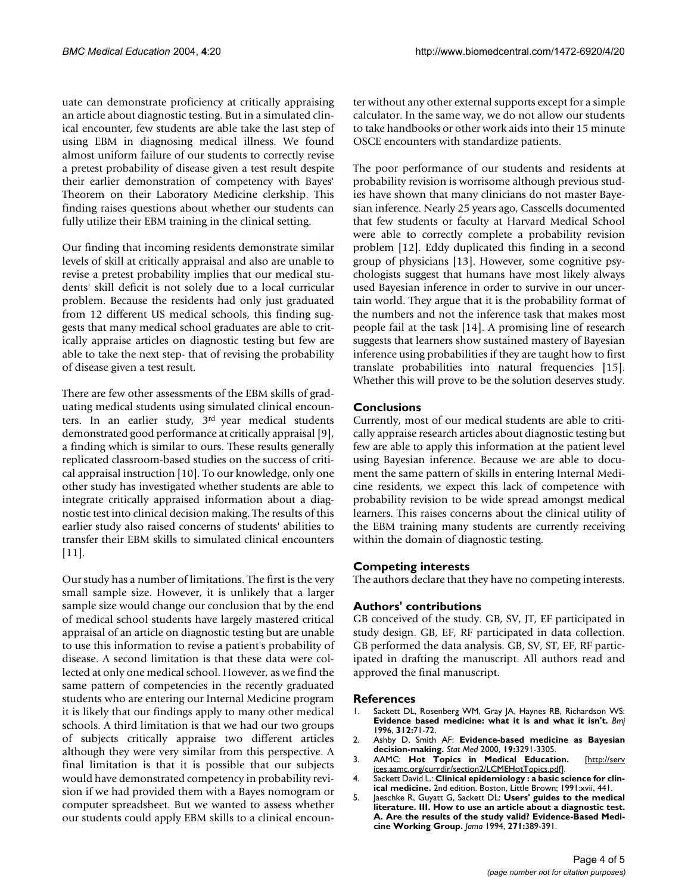uate can demonstrate proficiency at critically appraising an article about diagnostic testing. But in a simulated clinical encounter, few students are able take the last step of using EBM in diagnosing medical illness. We found almost uniform failure of our students to correctly revise a pretest probability of disease given a test result despite their earlier demonstration of competency with Bayes' Theorem on their Laboratory Medicine clerkship. This finding raises questions about whether our students can fully utilize their EBM training in the clinical setting.

Our finding that incoming residents demonstrate similar levels of skill at critically appraisal and also are unable to revise a pretest probability implies that our medical students' skill deficit is not solely due to a local curricular problem. Because the residents had only just graduated from 12 different US medical schools, this finding suggests that many medical school graduates are able to critically appraise articles on diagnostic testing but few are able to take the next step- that of revising the probability of disease given a test result.

There are few other assessments of the EBM skills of graduating medical students using simulated clinical encounters. In an earlier study, 3rd year medical students demonstrated good performance at critically appraisal [9], a finding which is similar to ours. These results generally replicated classroom-based studies on the success of critical appraisal instruction [10]. To our knowledge, only one other study has investigated whether students are able to integrate critically appraised information about a diagnostic test into clinical decision making. The results of this earlier study also raised concerns of students' abilities to transfer their EBM skills to simulated clinical encounters [11].

Our study has a number of limitations. The first is the very small sample size. However, it is unlikely that a larger sample size would change our conclusion that by the end of medical school students have largely mastered critical appraisal of an article on diagnostic testing but are unable to use this information to revise a patient's probability of disease. A second limitation is that these data were collected at only one medical school. However, as we find the same pattern of competencies in the recently graduated students who are entering our Internal Medicine program it is likely that our findings apply to many other medical schools. A third limitation is that we had our two groups of subjects critically appraise two different articles although they were very similar from this perspective. A final limitation is that it is possible that our subjects would have demonstrated competency in probability revision if we had provided them with a Bayes nomogram or computer spreadsheet. But we wanted to assess whether our students could apply EBM skills to a clinical encounter without any other external supports except for a simple calculator. In the same way, we do not allow our students to take handbooks or other work aids into their 15 minute OSCE encounters with standardize patients.

The poor performance of our students and residents at probability revision is worrisome although previous studies have shown that many clinicians do not master Bayesian inference. Nearly 25 years ago, Casscells documented that few students or faculty at Harvard Medical School were able to correctly complete a probability revision problem [12]. Eddy duplicated this finding in a second group of physicians [13]. However, some cognitive psychologists suggest that humans have most likely always used Bayesian inference in order to survive in our uncertain world. They argue that it is the probability format of the numbers and not the inference task that makes most people fail at the task [14]. A promising line of research suggests that learners show sustained mastery of Bayesian inference using probabilities if they are taught how to first translate probabilities into natural frequencies [15]. Whether this will prove to be the solution deserves study.

## Conclusions

Currently, most of our medical students are able to critically appraise research articles about diagnostic testing but few are able to apply this information at the patient level using Bayesian inference. Because we are able to document the same pattern of skills in entering Internal Medicine residents, we expect this lack of competence with probability revision to be wide spread amongst medical learners. This raises concerns about the clinical utility of the EBM training many students are currently receiving within the domain of diagnostic testing.

## Competing interests

The authors declare that they have no competing interests.

## Authors' contributions

GB conceived of the study. GB, SV, JT, EF participated in study design. GB, EF, RF participated in data collection. GB performed the data analysis. GB, SV, ST, EF, RF participated in drafting the manuscript. All authors read and approved the final manuscript.

## References

1. Sackett DL, Rosenberg WM, Gray JA, Haynes RB, Richardson WS: **Evidence based medicine: what it is and what it isn't.** *Bmj* 1996, **312:**71-72.
2. Ashby D, Smith AF: **Evidence-based medicine as Bayesian decision-making.** *Stat Med* 2000, **19:**3291-3305.
3. AAMC: **Hot Topics in Medical Education.** [http://services.aamc.org/currdir/section2/LCMEHotTopics.pdf].
4. Sackett David L.: **Clinical epidemiology : a basic science for clinical medicine.** 2nd edition. Boston, Little Brown; 1991:xvii, 441.
5. Jaeschke R, Guyatt G, Sackett DL: **Users' guides to the medical literature. III. How to use an article about a diagnostic test. A. Are the results of the study valid? Evidence-Based Medicine Working Group.** *Jama* 1994, **271:**389-391.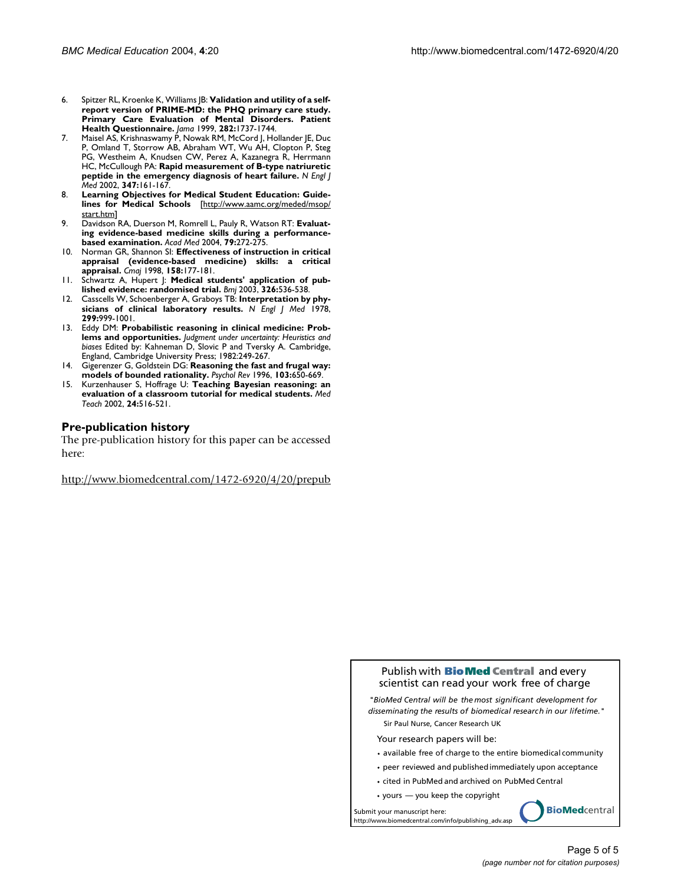6. Spitzer RL, Kroenke K, Williams JB: **Validation and utility of a self-report version of PRIME-MD: the PHQ primary care study. Primary Care Evaluation of Mental Disorders. Patient Health Questionnaire.** *Jama* 1999, **282:**1737-1744.
7. Maisel AS, Krishnaswamy P, Nowak RM, McCord J, Hollander JE, Duc P, Omland T, Storrow AB, Abraham WT, Wu AH, Clopton P, Steg PG, Westheim A, Knudsen CW, Perez A, Kazanegra R, Herrmann HC, McCullough PA: **Rapid measurement of B-type natriuretic peptide in the emergency diagnosis of heart failure.** *N Engl J Med* 2002, **347:**161-167.
8. **Learning Objectives for Medical Student Education: Guidelines for Medical Schools** [http://www.aamc.org/meded/msop/start.htm]
9. Davidson RA, Duerson M, Romrell L, Pauly R, Watson RT: **Evaluating evidence-based medicine skills during a performance-based examination.** *Acad Med* 2004, **79:**272-275.
10. Norman GR, Shannon SI: **Effectiveness of instruction in critical appraisal (evidence-based medicine) skills: a critical appraisal.** *Cmaj* 1998, **158:**177-181.
11. Schwartz A, Hupert J: **Medical students' application of published evidence: randomised trial.** *Bmj* 2003, **326:**536-538.
12. Casscells W, Schoenberger A, Graboys TB: **Interpretation by physicians of clinical laboratory results.** *N Engl J Med* 1978, **299:**999-1001.
13. Eddy DM: **Probabilistic reasoning in clinical medicine: Problems and opportunities.** *Judgment under uncertainty: Heuristics and biases* Edited by: Kahneman D, Slovic P and Tversky A. Cambridge, England, Cambridge University Press; 1982:249-267.
14. Gigerenzer G, Goldstein DG: **Reasoning the fast and frugal way: models of bounded rationality.** *Psychol Rev* 1996, **103:**650-669.
15. Kurzenhauser S, Hoffrage U: **Teaching Bayesian reasoning: an evaluation of a classroom tutorial for medical students.** *Med Teach* 2002, **24:**516-521.

## Pre-publication history

The pre-publication history for this paper can be accessed here:

http://www.biomedcentral.com/1472-6920/4/20/prepub

Publish with **BioMed Central** and every scientist can read your work free of charge

*"BioMed Central will be the most significant development for disseminating the results of biomedical research in our lifetime."*

Sir Paul Nurse, Cancer Research UK

Your research papers will be:

- available free of charge to the entire biomedical community
- peer reviewed and published immediately upon acceptance
- cited in PubMed and archived on PubMed Central
- yours — you keep the copyright

Submit your manuscript here:
http://www.biomedcentral.com/info/publishing_adv.asp

BioMedcentral